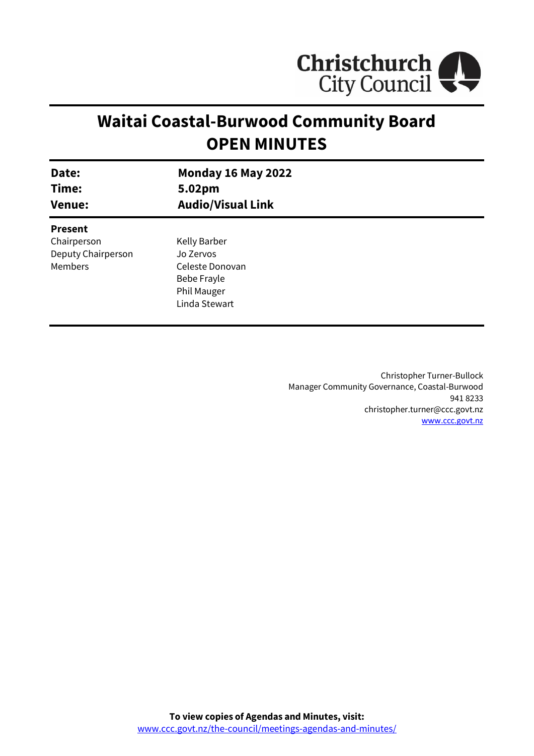Christchurch City Council

# Waitai Coastal-Burwood Community Board
# OPEN MINUTES

| | |
|---|---|
| **Date:** | **Monday 16 May 2022** |
| **Time:** | **5.02pm** |
| **Venue:** | **Audio/Visual Link** |

**Present**

| | |
|---|---|
| Chairperson | Kelly Barber |
| Deputy Chairperson | Jo Zervos |
| Members | Celeste Donovan |
| | Bebe Frayle |
| | Phil Mauger |
| | Linda Stewart |

Christopher Turner-Bullock
Manager Community Governance, Coastal-Burwood
941 8233
christopher.turner@ccc.govt.nz
www.ccc.govt.nz

**To view copies of Agendas and Minutes, visit:**
www.ccc.govt.nz/the-council/meetings-agendas-and-minutes/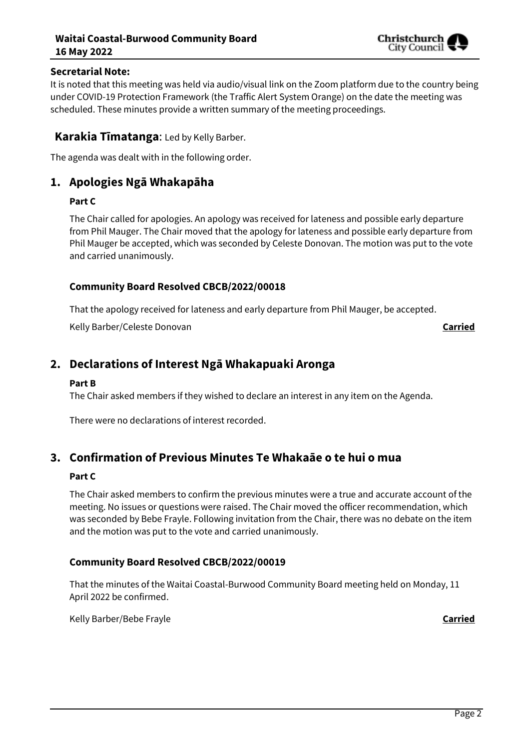**Secretarial Note:**

It is noted that this meeting was held via audio/visual link on the Zoom platform due to the country being under COVID-19 Protection Framework (the Traffic Alert System Orange) on the date the meeting was scheduled. These minutes provide a written summary of the meeting proceedings.

**Karakia Tīmatanga**: Led by Kelly Barber.

The agenda was dealt with in the following order.

## 1. Apologies Ngā Whakapāha

**Part C**

The Chair called for apologies. An apology was received for lateness and possible early departure from Phil Mauger. The Chair moved that the apology for lateness and possible early departure from Phil Mauger be accepted, which was seconded by Celeste Donovan. The motion was put to the vote and carried unanimously.

### Community Board Resolved CBCB/2022/00018

That the apology received for lateness and early departure from Phil Mauger, be accepted.

Kelly Barber/Celeste Donovan **Carried**

## 2. Declarations of Interest Ngā Whakapuaki Aronga

**Part B**

The Chair asked members if they wished to declare an interest in any item on the Agenda.

There were no declarations of interest recorded.

## 3. Confirmation of Previous Minutes Te Whakaāe o te hui o mua

**Part C**

The Chair asked members to confirm the previous minutes were a true and accurate account of the meeting. No issues or questions were raised. The Chair moved the officer recommendation, which was seconded by Bebe Frayle. Following invitation from the Chair, there was no debate on the item and the motion was put to the vote and carried unanimously.

### Community Board Resolved CBCB/2022/00019

That the minutes of the Waitai Coastal-Burwood Community Board meeting held on Monday, 11 April 2022 be confirmed.

Kelly Barber/Bebe Frayle **Carried**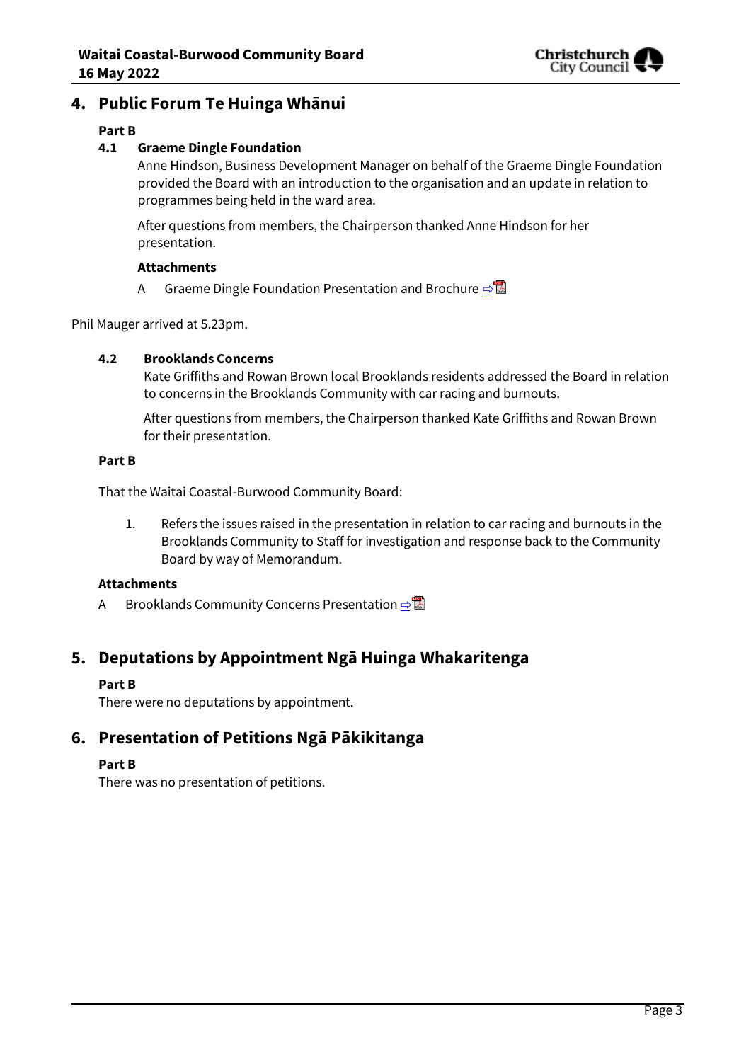## 4. Public Forum Te Huinga Whānui

**Part B**

### 4.1 Graeme Dingle Foundation

Anne Hindson, Business Development Manager on behalf of the Graeme Dingle Foundation provided the Board with an introduction to the organisation and an update in relation to programmes being held in the ward area.

After questions from members, the Chairperson thanked Anne Hindson for her presentation.

**Attachments**

A Graeme Dingle Foundation Presentation and Brochure

Phil Mauger arrived at 5.23pm.

### 4.2 Brooklands Concerns

Kate Griffiths and Rowan Brown local Brooklands residents addressed the Board in relation to concerns in the Brooklands Community with car racing and burnouts.

After questions from members, the Chairperson thanked Kate Griffiths and Rowan Brown for their presentation.

**Part B**

That the Waitai Coastal-Burwood Community Board:

1. Refers the issues raised in the presentation in relation to car racing and burnouts in the Brooklands Community to Staff for investigation and response back to the Community Board by way of Memorandum.

**Attachments**

A Brooklands Community Concerns Presentation

## 5. Deputations by Appointment Ngā Huinga Whakaritenga

**Part B**

There were no deputations by appointment.

## 6. Presentation of Petitions Ngā Pākikitanga

**Part B**

There was no presentation of petitions.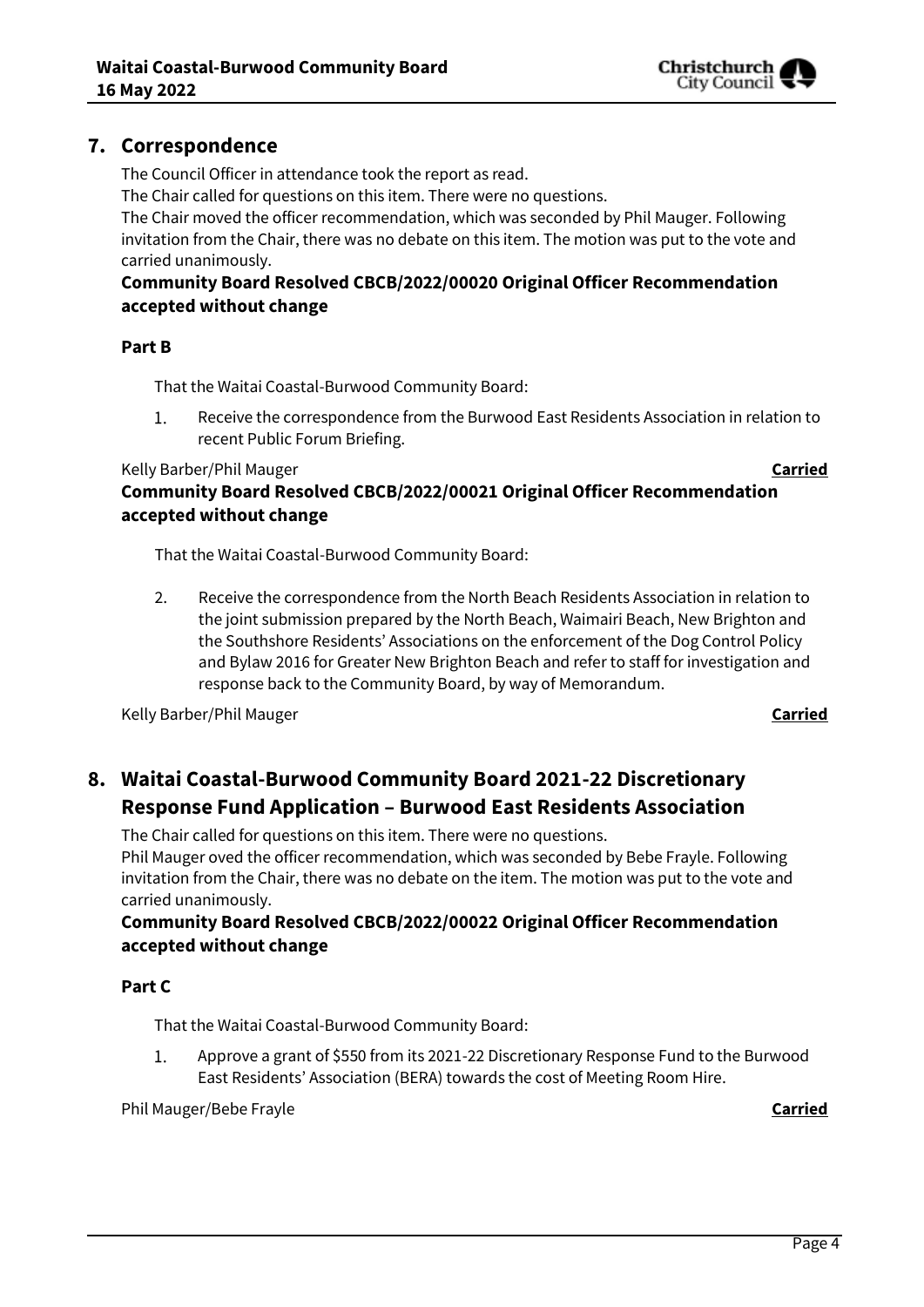## 7. Correspondence

The Council Officer in attendance took the report as read.

The Chair called for questions on this item. There were no questions.

The Chair moved the officer recommendation, which was seconded by Phil Mauger. Following invitation from the Chair, there was no debate on this item. The motion was put to the vote and carried unanimously.

**Community Board Resolved CBCB/2022/00020 Original Officer Recommendation accepted without change**

**Part B**

That the Waitai Coastal-Burwood Community Board:

1. Receive the correspondence from the Burwood East Residents Association in relation to recent Public Forum Briefing.

Kelly Barber/Phil Mauger **Carried**

**Community Board Resolved CBCB/2022/00021 Original Officer Recommendation accepted without change**

That the Waitai Coastal-Burwood Community Board:

2. Receive the correspondence from the North Beach Residents Association in relation to the joint submission prepared by the North Beach, Waimairi Beach, New Brighton and the Southshore Residents' Associations on the enforcement of the Dog Control Policy and Bylaw 2016 for Greater New Brighton Beach and refer to staff for investigation and response back to the Community Board, by way of Memorandum.

Kelly Barber/Phil Mauger **Carried**

## 8. Waitai Coastal-Burwood Community Board 2021-22 Discretionary Response Fund Application – Burwood East Residents Association

The Chair called for questions on this item. There were no questions.

Phil Mauger oved the officer recommendation, which was seconded by Bebe Frayle. Following invitation from the Chair, there was no debate on the item. The motion was put to the vote and carried unanimously.

**Community Board Resolved CBCB/2022/00022 Original Officer Recommendation accepted without change**

**Part C**

That the Waitai Coastal-Burwood Community Board:

1. Approve a grant of $550 from its 2021-22 Discretionary Response Fund to the Burwood East Residents' Association (BERA) towards the cost of Meeting Room Hire.

Phil Mauger/Bebe Frayle **Carried**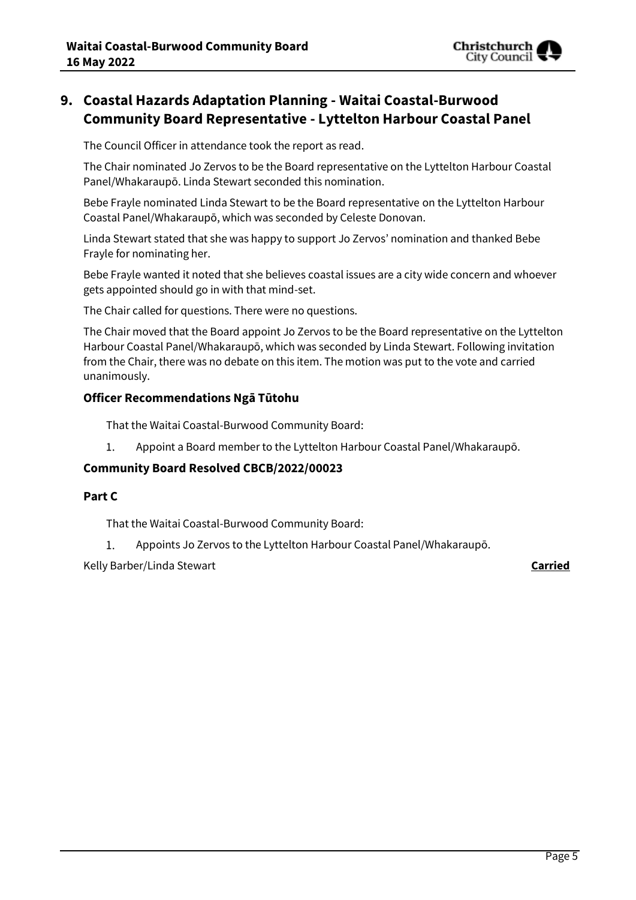## 9. Coastal Hazards Adaptation Planning - Waitai Coastal-Burwood Community Board Representative - Lyttelton Harbour Coastal Panel

The Council Officer in attendance took the report as read.

The Chair nominated Jo Zervos to be the Board representative on the Lyttelton Harbour Coastal Panel/Whakaraupō. Linda Stewart seconded this nomination.

Bebe Frayle nominated Linda Stewart to be the Board representative on the Lyttelton Harbour Coastal Panel/Whakaraupō, which was seconded by Celeste Donovan.

Linda Stewart stated that she was happy to support Jo Zervos' nomination and thanked Bebe Frayle for nominating her.

Bebe Frayle wanted it noted that she believes coastal issues are a city wide concern and whoever gets appointed should go in with that mind-set.

The Chair called for questions. There were no questions.

The Chair moved that the Board appoint Jo Zervos to be the Board representative on the Lyttelton Harbour Coastal Panel/Whakaraupō, which was seconded by Linda Stewart. Following invitation from the Chair, there was no debate on this item. The motion was put to the vote and carried unanimously.

### Officer Recommendations Ngā Tūtohu

That the Waitai Coastal-Burwood Community Board:

1. Appoint a Board member to the Lyttelton Harbour Coastal Panel/Whakaraupō.

### Community Board Resolved CBCB/2022/00023

### Part C

That the Waitai Coastal-Burwood Community Board:

1. Appoints Jo Zervos to the Lyttelton Harbour Coastal Panel/Whakaraupō.

Kelly Barber/Linda Stewart **Carried**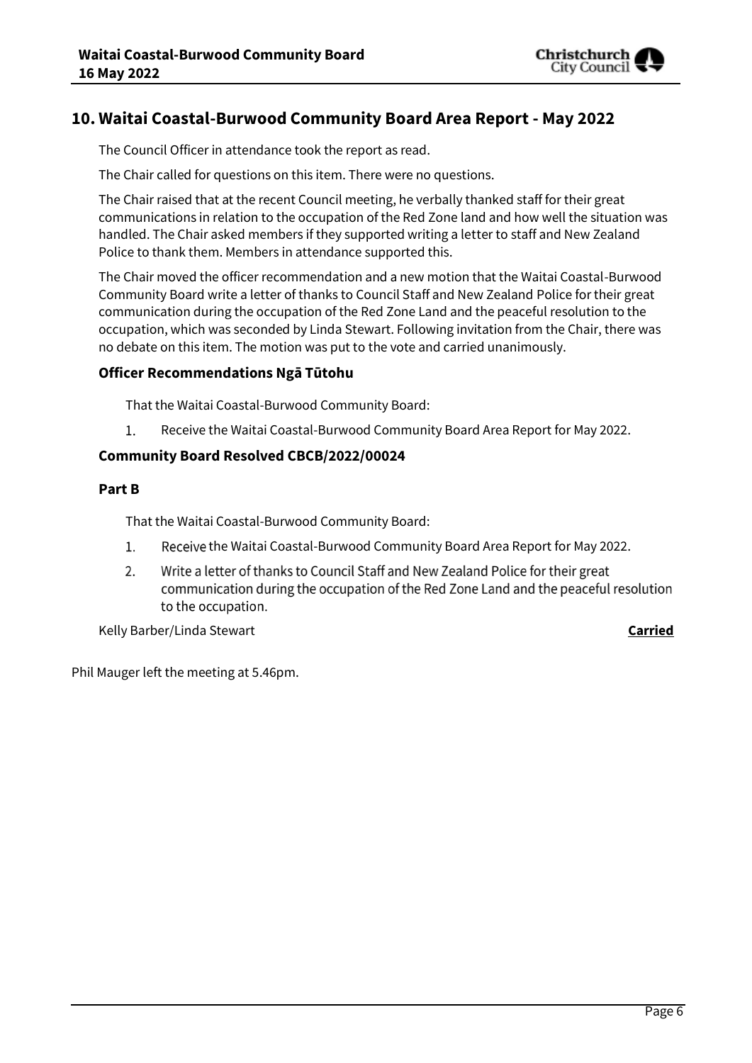## 10. Waitai Coastal-Burwood Community Board Area Report - May 2022

The Council Officer in attendance took the report as read.

The Chair called for questions on this item. There were no questions.

The Chair raised that at the recent Council meeting, he verbally thanked staff for their great communications in relation to the occupation of the Red Zone land and how well the situation was handled. The Chair asked members if they supported writing a letter to staff and New Zealand Police to thank them. Members in attendance supported this.

The Chair moved the officer recommendation and a new motion that the Waitai Coastal-Burwood Community Board write a letter of thanks to Council Staff and New Zealand Police for their great communication during the occupation of the Red Zone Land and the peaceful resolution to the occupation, which was seconded by Linda Stewart. Following invitation from the Chair, there was no debate on this item. The motion was put to the vote and carried unanimously.

### Officer Recommendations Ngā Tūtohu

That the Waitai Coastal-Burwood Community Board:

1. Receive the Waitai Coastal-Burwood Community Board Area Report for May 2022.

### Community Board Resolved CBCB/2022/00024

### Part B

That the Waitai Coastal-Burwood Community Board:

1. Receive the Waitai Coastal-Burwood Community Board Area Report for May 2022.
2. Write a letter of thanks to Council Staff and New Zealand Police for their great communication during the occupation of the Red Zone Land and the peaceful resolution to the occupation.

Kelly Barber/Linda Stewart **Carried**

Phil Mauger left the meeting at 5.46pm.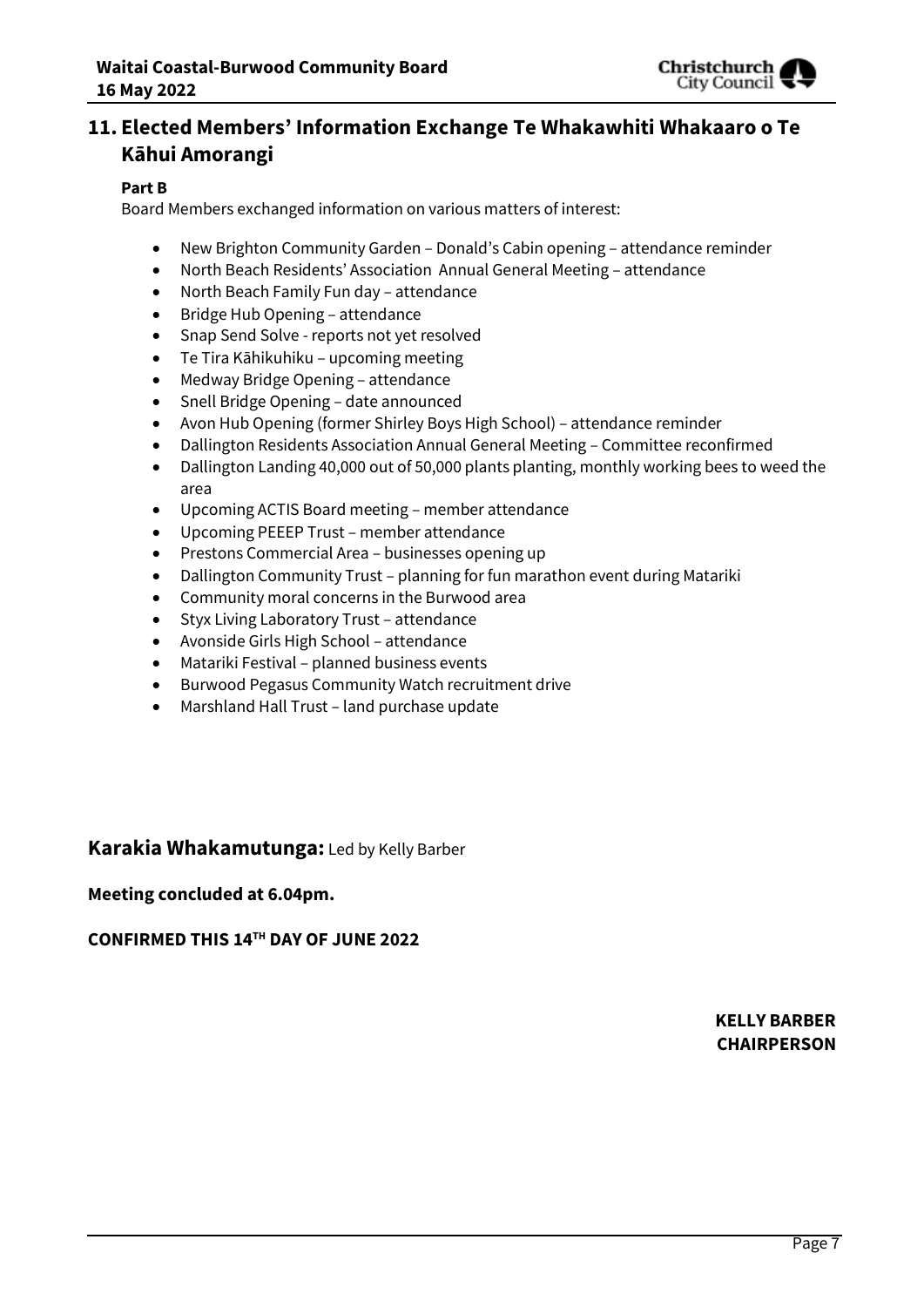## 11. Elected Members' Information Exchange Te Whakawhiti Whakaaro o Te Kāhui Amorangi

**Part B**

Board Members exchanged information on various matters of interest:

- New Brighton Community Garden – Donald's Cabin opening – attendance reminder
- North Beach Residents' Association Annual General Meeting – attendance
- North Beach Family Fun day – attendance
- Bridge Hub Opening – attendance
- Snap Send Solve - reports not yet resolved
- Te Tira Kāhikuhiku – upcoming meeting
- Medway Bridge Opening – attendance
- Snell Bridge Opening – date announced
- Avon Hub Opening (former Shirley Boys High School) – attendance reminder
- Dallington Residents Association Annual General Meeting – Committee reconfirmed
- Dallington Landing 40,000 out of 50,000 plants planting, monthly working bees to weed the area
- Upcoming ACTIS Board meeting – member attendance
- Upcoming PEEEP Trust – member attendance
- Prestons Commercial Area – businesses opening up
- Dallington Community Trust – planning for fun marathon event during Matariki
- Community moral concerns in the Burwood area
- Styx Living Laboratory Trust – attendance
- Avonside Girls High School – attendance
- Matariki Festival – planned business events
- Burwood Pegasus Community Watch recruitment drive
- Marshland Hall Trust – land purchase update

**Karakia Whakamutunga:** Led by Kelly Barber

**Meeting concluded at 6.04pm.**

**CONFIRMED THIS 14TH DAY OF JUNE 2022**

**KELLY BARBER**
**CHAIRPERSON**